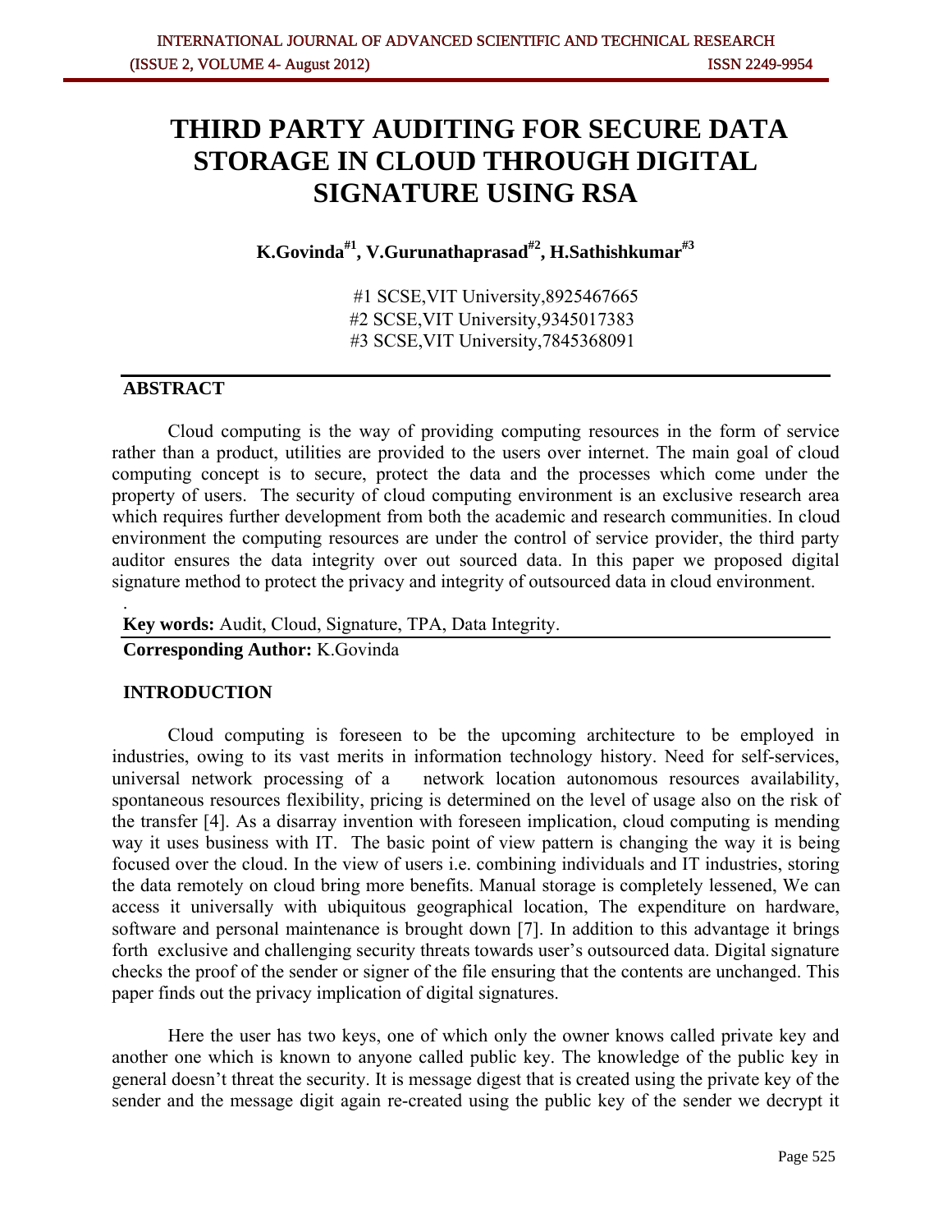# THIRD PARTY AUDITING FOR SECURE DATA STORAGE IN CLOUD THROUGH DIGITAL SIGNATURE USING RSA

**K.Govinda[#1], V.Gurunathaprasad[#2], H.Sathishkumar[#3]**

#1 SCSE,VIT University,8925467665
#2 SCSE,VIT University,9345017383
#3 SCSE,VIT University,7845368091

## ABSTRACT

Cloud computing is the way of providing computing resources in the form of service rather than a product, utilities are provided to the users over internet. The main goal of cloud computing concept is to secure, protect the data and the processes which come under the property of users. The security of cloud computing environment is an exclusive research area which requires further development from both the academic and research communities. In cloud environment the computing resources are under the control of service provider, the third party auditor ensures the data integrity over out sourced data. In this paper we proposed digital signature method to protect the privacy and integrity of outsourced data in cloud environment.

.

**Key words:** Audit, Cloud, Signature, TPA, Data Integrity.

**Corresponding Author:** K.Govinda

## INTRODUCTION

Cloud computing is foreseen to be the upcoming architecture to be employed in industries, owing to its vast merits in information technology history. Need for self-services, universal network processing of a network location autonomous resources availability, spontaneous resources flexibility, pricing is determined on the level of usage also on the risk of the transfer [4]. As a disarray invention with foreseen implication, cloud computing is mending way it uses business with IT. The basic point of view pattern is changing the way it is being focused over the cloud. In the view of users i.e. combining individuals and IT industries, storing the data remotely on cloud bring more benefits. Manual storage is completely lessened, We can access it universally with ubiquitous geographical location, The expenditure on hardware, software and personal maintenance is brought down [7]. In addition to this advantage it brings forth exclusive and challenging security threats towards user's outsourced data. Digital signature checks the proof of the sender or signer of the file ensuring that the contents are unchanged. This paper finds out the privacy implication of digital signatures.

Here the user has two keys, one of which only the owner knows called private key and another one which is known to anyone called public key. The knowledge of the public key in general doesn't threat the security. It is message digest that is created using the private key of the sender and the message digit again re-created using the public key of the sender we decrypt it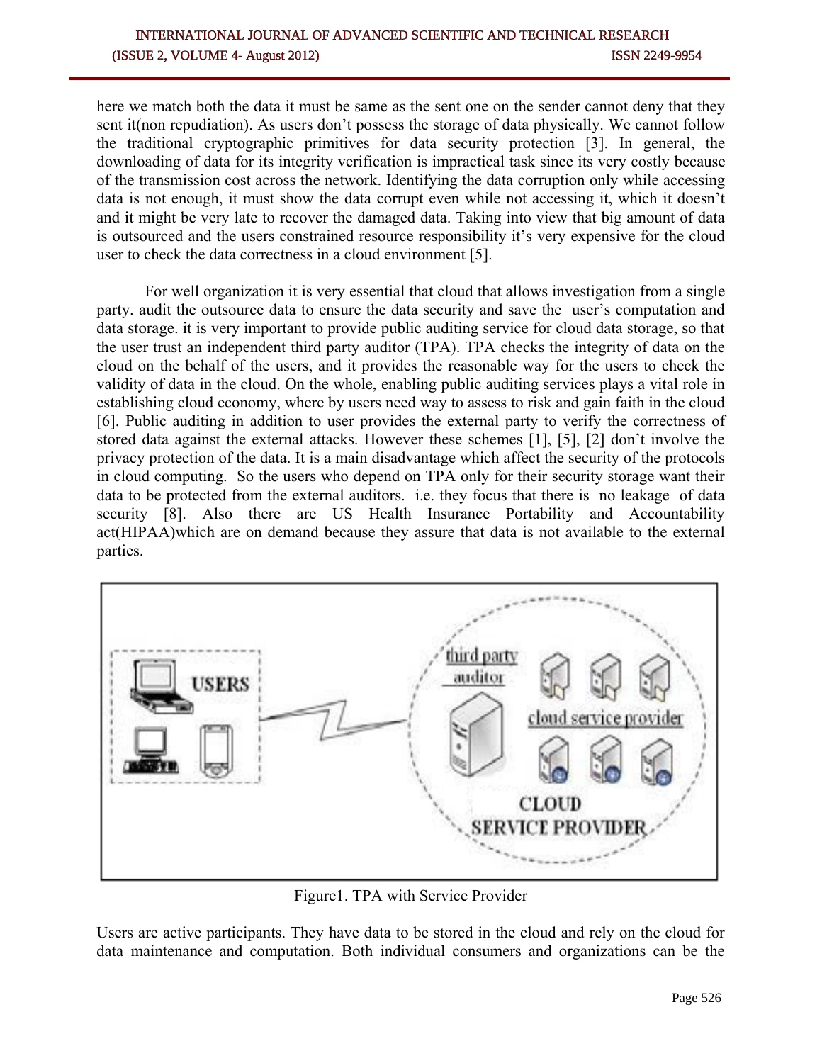here we match both the data it must be same as the sent one on the sender cannot deny that they sent it(non repudiation). As users don't possess the storage of data physically. We cannot follow the traditional cryptographic primitives for data security protection [3]. In general, the downloading of data for its integrity verification is impractical task since its very costly because of the transmission cost across the network. Identifying the data corruption only while accessing data is not enough, it must show the data corrupt even while not accessing it, which it doesn't and it might be very late to recover the damaged data. Taking into view that big amount of data is outsourced and the users constrained resource responsibility it's very expensive for the cloud user to check the data correctness in a cloud environment [5].

For well organization it is very essential that cloud that allows investigation from a single party. audit the outsource data to ensure the data security and save the user's computation and data storage. it is very important to provide public auditing service for cloud data storage, so that the user trust an independent third party auditor (TPA). TPA checks the integrity of data on the cloud on the behalf of the users, and it provides the reasonable way for the users to check the validity of data in the cloud. On the whole, enabling public auditing services plays a vital role in establishing cloud economy, where by users need way to assess to risk and gain faith in the cloud [6]. Public auditing in addition to user provides the external party to verify the correctness of stored data against the external attacks. However these schemes [1], [5], [2] don't involve the privacy protection of the data. It is a main disadvantage which affect the security of the protocols in cloud computing. So the users who depend on TPA only for their security storage want their data to be protected from the external auditors. i.e. they focus that there is no leakage of data security [8]. Also there are US Health Insurance Portability and Accountability act(HIPAA)which are on demand because they assure that data is not available to the external parties.

USERS

third party auditor

cloud service provider

CLOUD SERVICE PROVIDER

Figure1. TPA with Service Provider

Users are active participants. They have data to be stored in the cloud and rely on the cloud for data maintenance and computation. Both individual consumers and organizations can be the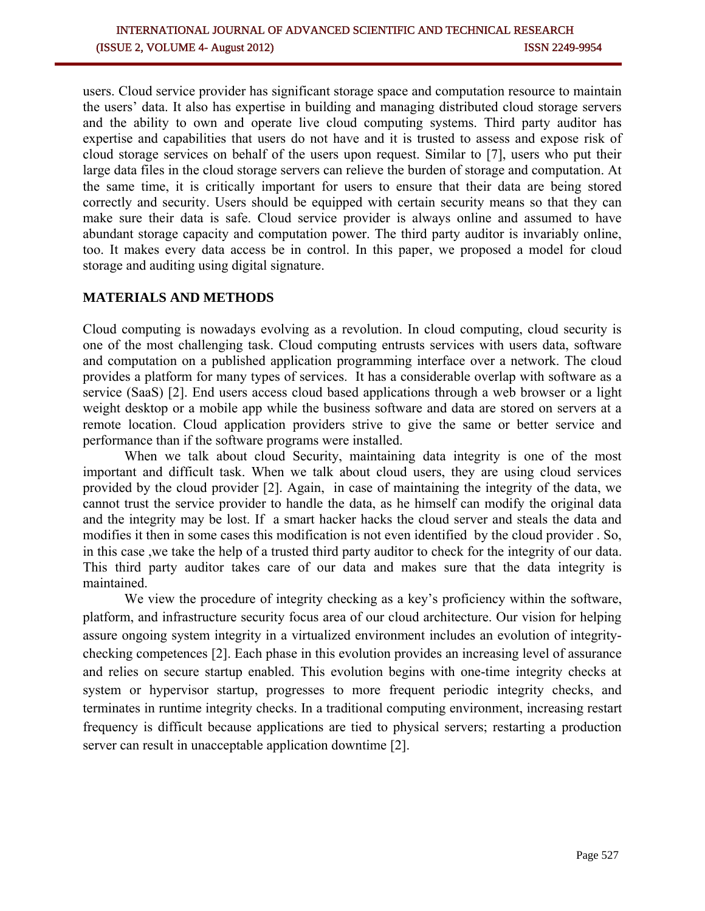users. Cloud service provider has significant storage space and computation resource to maintain the users' data. It also has expertise in building and managing distributed cloud storage servers and the ability to own and operate live cloud computing systems. Third party auditor has expertise and capabilities that users do not have and it is trusted to assess and expose risk of cloud storage services on behalf of the users upon request. Similar to [7], users who put their large data files in the cloud storage servers can relieve the burden of storage and computation. At the same time, it is critically important for users to ensure that their data are being stored correctly and security. Users should be equipped with certain security means so that they can make sure their data is safe. Cloud service provider is always online and assumed to have abundant storage capacity and computation power. The third party auditor is invariably online, too. It makes every data access be in control. In this paper, we proposed a model for cloud storage and auditing using digital signature.

## MATERIALS AND METHODS

Cloud computing is nowadays evolving as a revolution. In cloud computing, cloud security is one of the most challenging task. Cloud computing entrusts services with users data, software and computation on a published application programming interface over a network. The cloud provides a platform for many types of services. It has a considerable overlap with software as a service (SaaS) [2]. End users access cloud based applications through a web browser or a light weight desktop or a mobile app while the business software and data are stored on servers at a remote location. Cloud application providers strive to give the same or better service and performance than if the software programs were installed.

When we talk about cloud Security, maintaining data integrity is one of the most important and difficult task. When we talk about cloud users, they are using cloud services provided by the cloud provider [2]. Again, in case of maintaining the integrity of the data, we cannot trust the service provider to handle the data, as he himself can modify the original data and the integrity may be lost. If a smart hacker hacks the cloud server and steals the data and modifies it then in some cases this modification is not even identified by the cloud provider . So, in this case ,we take the help of a trusted third party auditor to check for the integrity of our data. This third party auditor takes care of our data and makes sure that the data integrity is maintained.

We view the procedure of integrity checking as a key's proficiency within the software, platform, and infrastructure security focus area of our cloud architecture. Our vision for helping assure ongoing system integrity in a virtualized environment includes an evolution of integrity-checking competences [2]. Each phase in this evolution provides an increasing level of assurance and relies on secure startup enabled. This evolution begins with one-time integrity checks at system or hypervisor startup, progresses to more frequent periodic integrity checks, and terminates in runtime integrity checks. In a traditional computing environment, increasing restart frequency is difficult because applications are tied to physical servers; restarting a production server can result in unacceptable application downtime [2].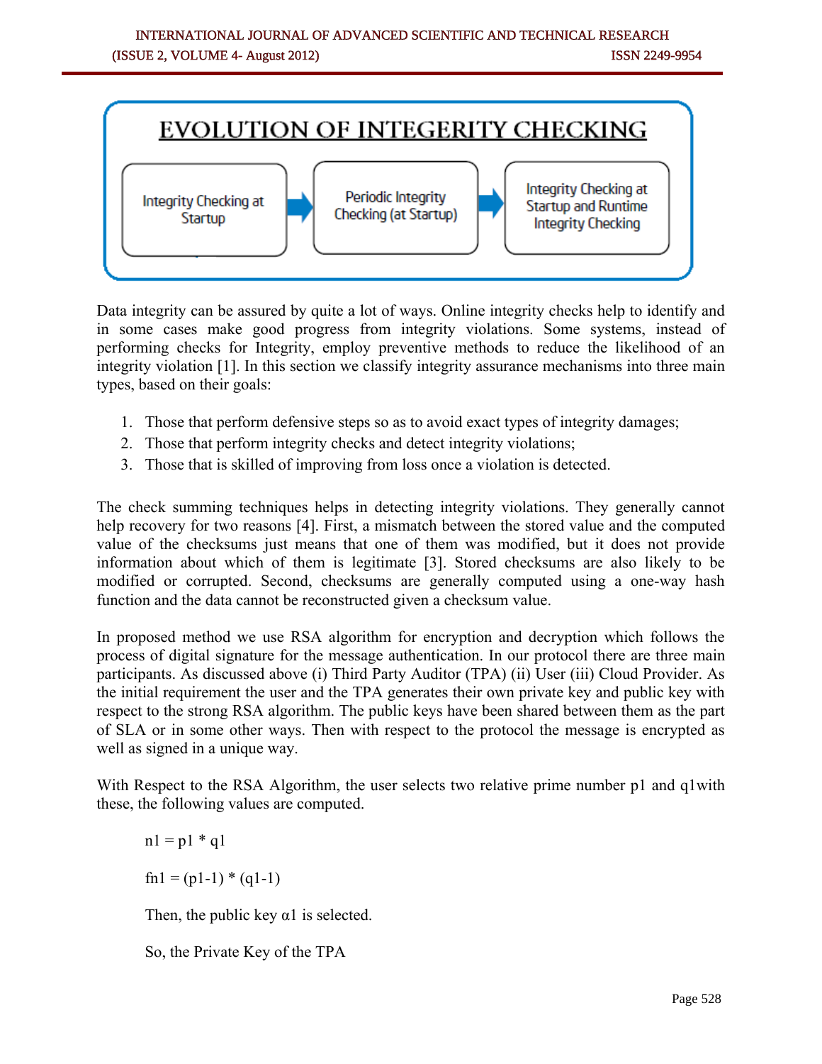EVOLUTION OF INTEGERITY CHECKING

Integrity Checking at Startup

Periodic Integrity Checking (at Startup)

Integrity Checking at Startup and Runtime Integrity Checking

Data integrity can be assured by quite a lot of ways. Online integrity checks help to identify and in some cases make good progress from integrity violations. Some systems, instead of performing checks for Integrity, employ preventive methods to reduce the likelihood of an integrity violation [1]. In this section we classify integrity assurance mechanisms into three main types, based on their goals:

1. Those that perform defensive steps so as to avoid exact types of integrity damages;
2. Those that perform integrity checks and detect integrity violations;
3. Those that is skilled of improving from loss once a violation is detected.

The check summing techniques helps in detecting integrity violations. They generally cannot help recovery for two reasons [4]. First, a mismatch between the stored value and the computed value of the checksums just means that one of them was modified, but it does not provide information about which of them is legitimate [3]. Stored checksums are also likely to be modified or corrupted. Second, checksums are generally computed using a one-way hash function and the data cannot be reconstructed given a checksum value.

In proposed method we use RSA algorithm for encryption and decryption which follows the process of digital signature for the message authentication. In our protocol there are three main participants. As discussed above (i) Third Party Auditor (TPA) (ii) User (iii) Cloud Provider. As the initial requirement the user and the TPA generates their own private key and public key with respect to the strong RSA algorithm. The public keys have been shared between them as the part of SLA or in some other ways. Then with respect to the protocol the message is encrypted as well as signed in a unique way.

With Respect to the RSA Algorithm, the user selects two relative prime number p1 and q1with these, the following values are computed.

$n1 = p1 * q1$

$fn1 = (p1-1) * (q1-1)$

Then, the public key $\alpha 1$ is selected.

So, the Private Key of the TPA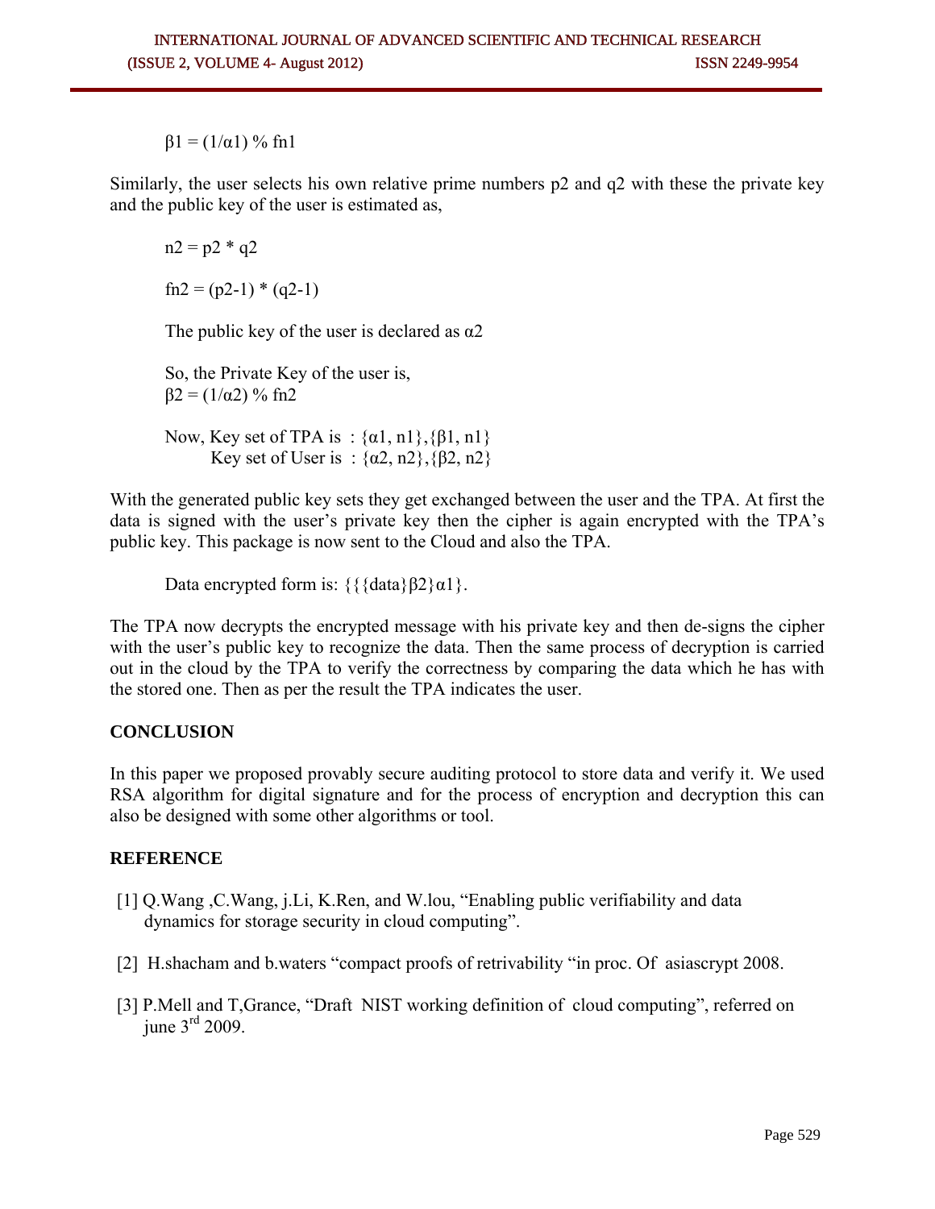$\beta_1 = (1/\alpha_1)$ % $fn_1$

Similarly, the user selects his own relative prime numbers $p_2$ and $q_2$ with these the private key and the public key of the user is estimated as,

$n_2 = p_2 * q_2$

$fn_2 = (p_2-1) * (q_2-1)$

The public key of the user is declared as $\alpha_2$

So, the Private Key of the user is,
$\beta_2 = (1/\alpha_2)$ % $fn_2$

Now, Key set of TPA is : $\{\alpha_1, n_1\},\{\beta_1, n_1\}$
Key set of User is : $\{\alpha_2, n_2\},\{\beta_2, n_2\}$

With the generated public key sets they get exchanged between the user and the TPA. At first the data is signed with the user's private key then the cipher is again encrypted with the TPA's public key. This package is now sent to the Cloud and also the TPA.

Data encrypted form is: $\{\{\{data\}\beta_2\}\alpha_1\}$.

The TPA now decrypts the encrypted message with his private key and then de-signs the cipher with the user's public key to recognize the data. Then the same process of decryption is carried out in the cloud by the TPA to verify the correctness by comparing the data which he has with the stored one. Then as per the result the TPA indicates the user.

## CONCLUSION

In this paper we proposed provably secure auditing protocol to store data and verify it. We used RSA algorithm for digital signature and for the process of encryption and decryption this can also be designed with some other algorithms or tool.

## REFERENCE

[1] Q.Wang ,C.Wang, j.Li, K.Ren, and W.lou, "Enabling public verifiability and data dynamics for storage security in cloud computing".

[2] H.shacham and b.waters "compact proofs of retrivability "in proc. Of asiascrypt 2008.

[3] P.Mell and T,Grance, "Draft NIST working definition of cloud computing", referred on june 3rd 2009.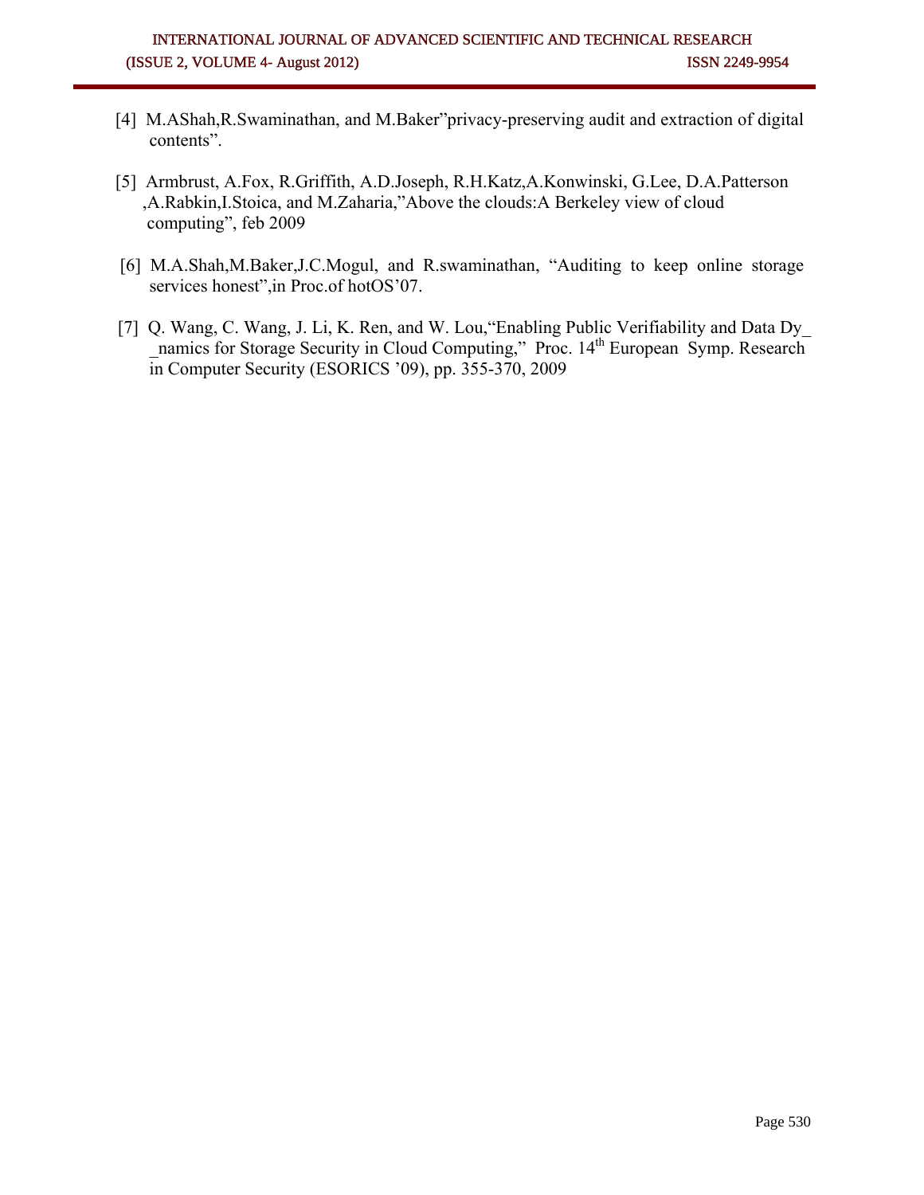[4] M.AShah,R.Swaminathan, and M.Baker"privacy-preserving audit and extraction of digital contents".

[5] Armbrust, A.Fox, R.Griffith, A.D.Joseph, R.H.Katz,A.Konwinski, G.Lee, D.A.Patterson ,A.Rabkin,I.Stoica, and M.Zaharia,"Above the clouds:A Berkeley view of cloud computing", feb 2009

[6] M.A.Shah,M.Baker,J.C.Mogul, and R.swaminathan, "Auditing to keep online storage services honest",in Proc.of hotOS'07.

[7] Q. Wang, C. Wang, J. Li, K. Ren, and W. Lou,"Enabling Public Verifiability and Data Dy_ _namics for Storage Security in Cloud Computing," Proc. 14th European Symp. Research in Computer Security (ESORICS '09), pp. 355-370, 2009